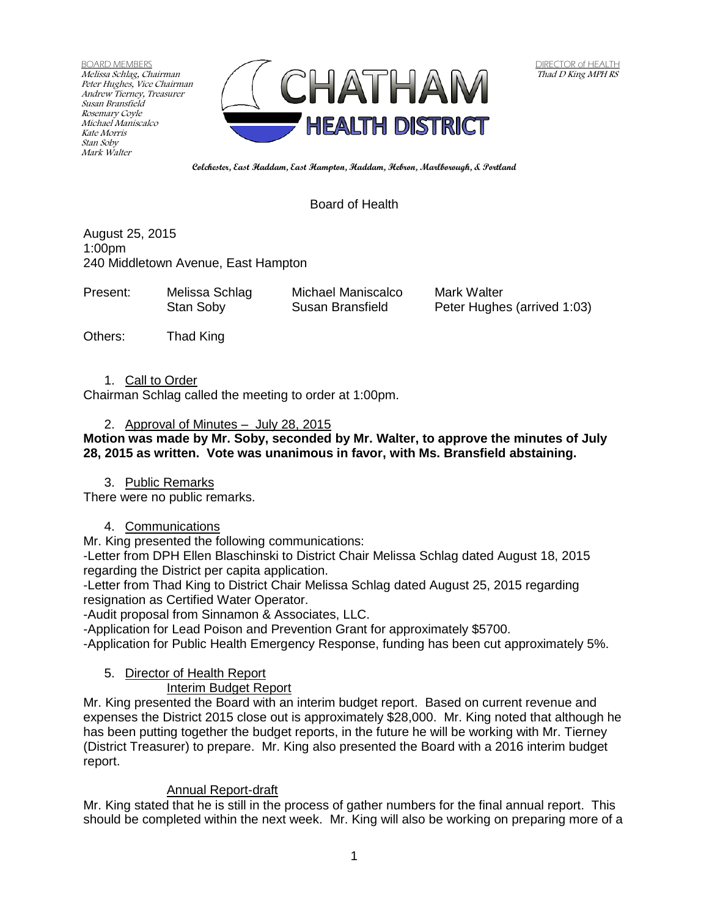BOARD MEMBERS
*Melissa Schlag, Chairman*
*Peter Hughes, Vice Chairman*
*Andrew Tierney, Treasurer*
*Susan Bransfield*
*Rosemary Coyle*
*Michael Maniscalco*
*Kate Morris*
*Stan Soby*
*Mark Walter*

DIRECTOR of HEALTH
*Thad D King MPH RS*

# CHATHAM HEALTH DISTRICT

**Colchester, East Haddam, East Hampton, Haddam, Hebron, Marlborough, & Portland**

## Board of Health

August 25, 2015
1:00pm
240 Middletown Avenue, East Hampton

| Present: | Melissa Schlag | Michael Maniscalco | Mark Walter |
|---|---|---|---|
| | Stan Soby | Susan Bransfield | Peter Hughes (arrived 1:03) |

Others: Thad King

1. Call to Order

Chairman Schlag called the meeting to order at 1:00pm.

2. Approval of Minutes – July 28, 2015

**Motion was made by Mr. Soby, seconded by Mr. Walter, to approve the minutes of July 28, 2015 as written. Vote was unanimous in favor, with Ms. Bransfield abstaining.**

3. Public Remarks

There were no public remarks.

4. Communications

Mr. King presented the following communications:

-Letter from DPH Ellen Blaschinski to District Chair Melissa Schlag dated August 18, 2015 regarding the District per capita application.
-Letter from Thad King to District Chair Melissa Schlag dated August 25, 2015 regarding resignation as Certified Water Operator.
-Audit proposal from Sinnamon & Associates, LLC.
-Application for Lead Poison and Prevention Grant for approximately $5700.
-Application for Public Health Emergency Response, funding has been cut approximately 5%.

5. Director of Health Report

Interim Budget Report

Mr. King presented the Board with an interim budget report. Based on current revenue and expenses the District 2015 close out is approximately $28,000. Mr. King noted that although he has been putting together the budget reports, in the future he will be working with Mr. Tierney (District Treasurer) to prepare. Mr. King also presented the Board with a 2016 interim budget report.

Annual Report-draft

Mr. King stated that he is still in the process of gather numbers for the final annual report. This should be completed within the next week. Mr. King will also be working on preparing more of a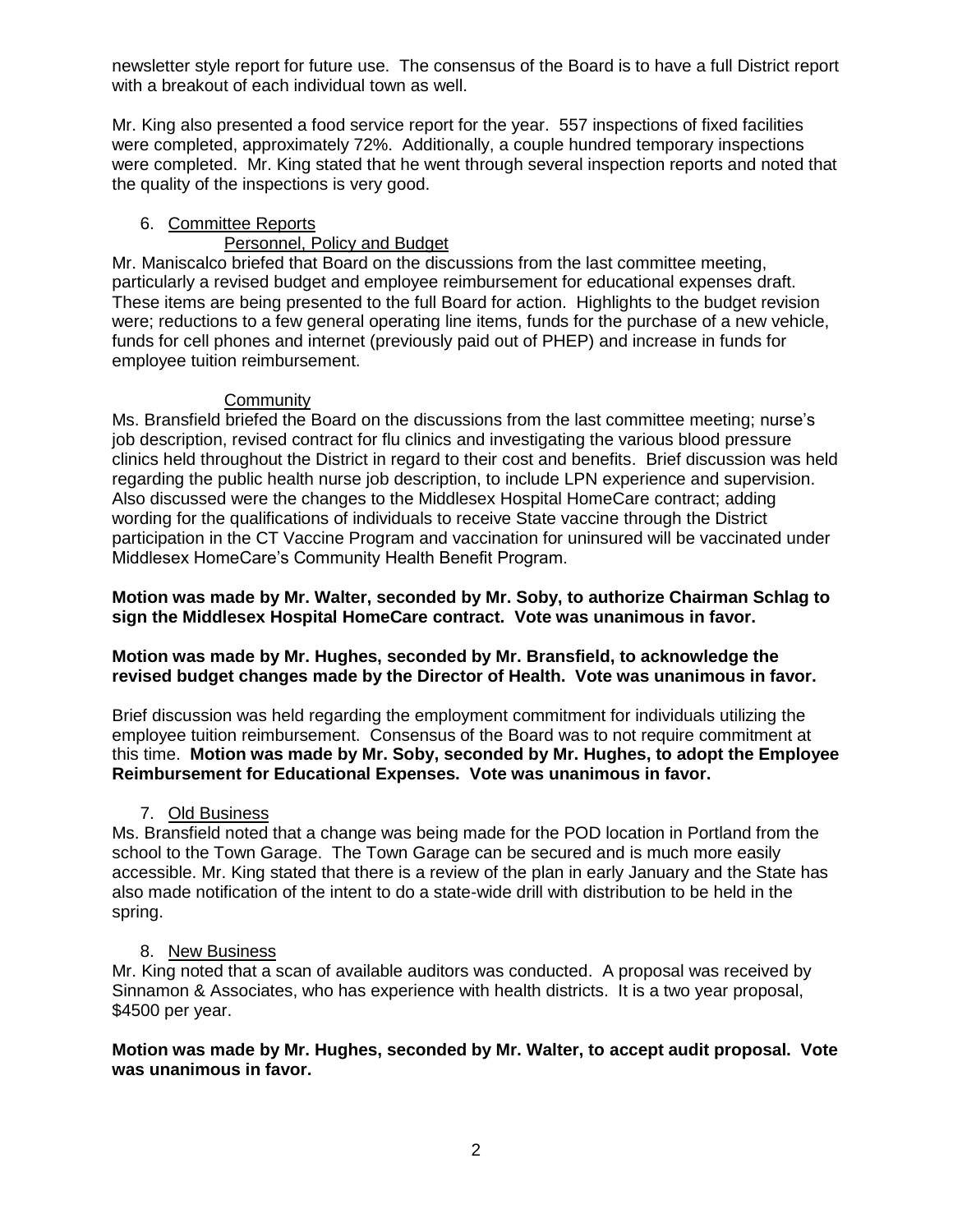newsletter style report for future use. The consensus of the Board is to have a full District report with a breakout of each individual town as well.

Mr. King also presented a food service report for the year. 557 inspections of fixed facilities were completed, approximately 72%. Additionally, a couple hundred temporary inspections were completed. Mr. King stated that he went through several inspection reports and noted that the quality of the inspections is very good.

6. Committee Reports

Personnel, Policy and Budget

Mr. Maniscalco briefed that Board on the discussions from the last committee meeting, particularly a revised budget and employee reimbursement for educational expenses draft. These items are being presented to the full Board for action. Highlights to the budget revision were; reductions to a few general operating line items, funds for the purchase of a new vehicle, funds for cell phones and internet (previously paid out of PHEP) and increase in funds for employee tuition reimbursement.

Community

Ms. Bransfield briefed the Board on the discussions from the last committee meeting; nurse's job description, revised contract for flu clinics and investigating the various blood pressure clinics held throughout the District in regard to their cost and benefits. Brief discussion was held regarding the public health nurse job description, to include LPN experience and supervision. Also discussed were the changes to the Middlesex Hospital HomeCare contract; adding wording for the qualifications of individuals to receive State vaccine through the District participation in the CT Vaccine Program and vaccination for uninsured will be vaccinated under Middlesex HomeCare's Community Health Benefit Program.

**Motion was made by Mr. Walter, seconded by Mr. Soby, to authorize Chairman Schlag to sign the Middlesex Hospital HomeCare contract. Vote was unanimous in favor.**

**Motion was made by Mr. Hughes, seconded by Mr. Bransfield, to acknowledge the revised budget changes made by the Director of Health. Vote was unanimous in favor.**

Brief discussion was held regarding the employment commitment for individuals utilizing the employee tuition reimbursement. Consensus of the Board was to not require commitment at this time. **Motion was made by Mr. Soby, seconded by Mr. Hughes, to adopt the Employee Reimbursement for Educational Expenses. Vote was unanimous in favor.**

7. Old Business

Ms. Bransfield noted that a change was being made for the POD location in Portland from the school to the Town Garage. The Town Garage can be secured and is much more easily accessible. Mr. King stated that there is a review of the plan in early January and the State has also made notification of the intent to do a state-wide drill with distribution to be held in the spring.

8. New Business

Mr. King noted that a scan of available auditors was conducted. A proposal was received by Sinnamon & Associates, who has experience with health districts. It is a two year proposal, $4500 per year.

**Motion was made by Mr. Hughes, seconded by Mr. Walter, to accept audit proposal. Vote was unanimous in favor.**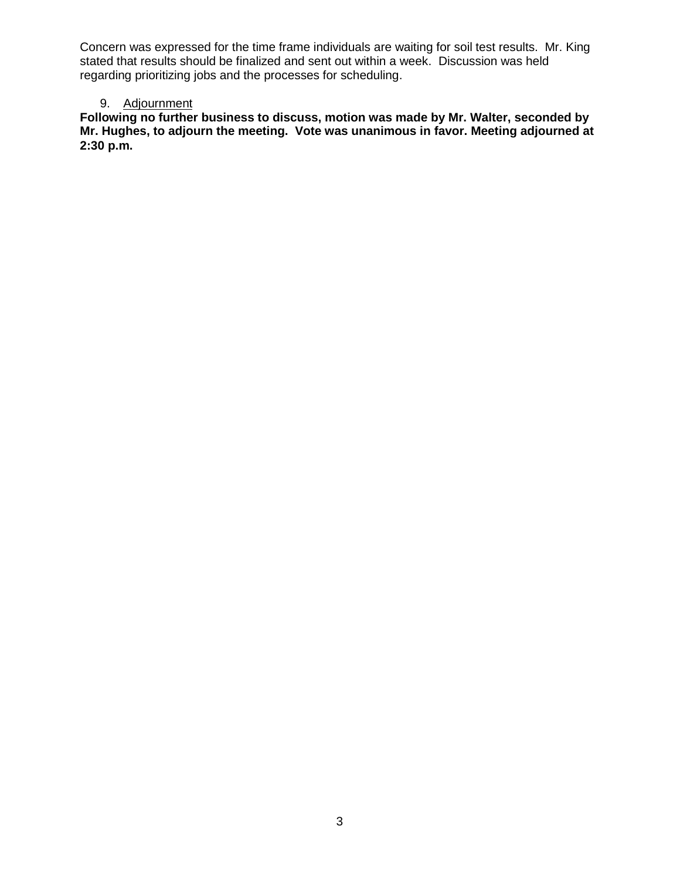Concern was expressed for the time frame individuals are waiting for soil test results. Mr. King stated that results should be finalized and sent out within a week. Discussion was held regarding prioritizing jobs and the processes for scheduling.

9. Adjournment

**Following no further business to discuss, motion was made by Mr. Walter, seconded by Mr. Hughes, to adjourn the meeting. Vote was unanimous in favor. Meeting adjourned at 2:30 p.m.**